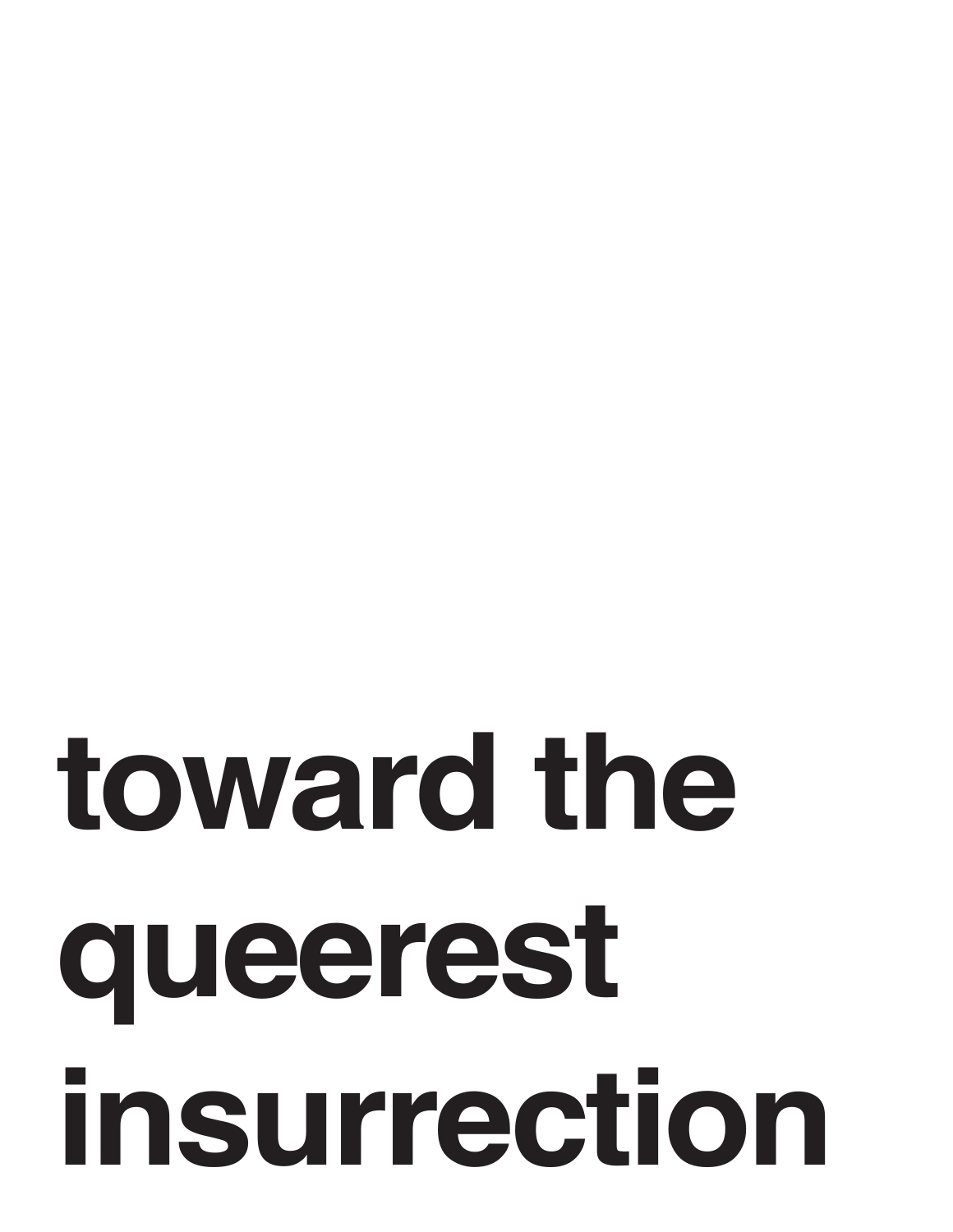# toward the queerest insurrection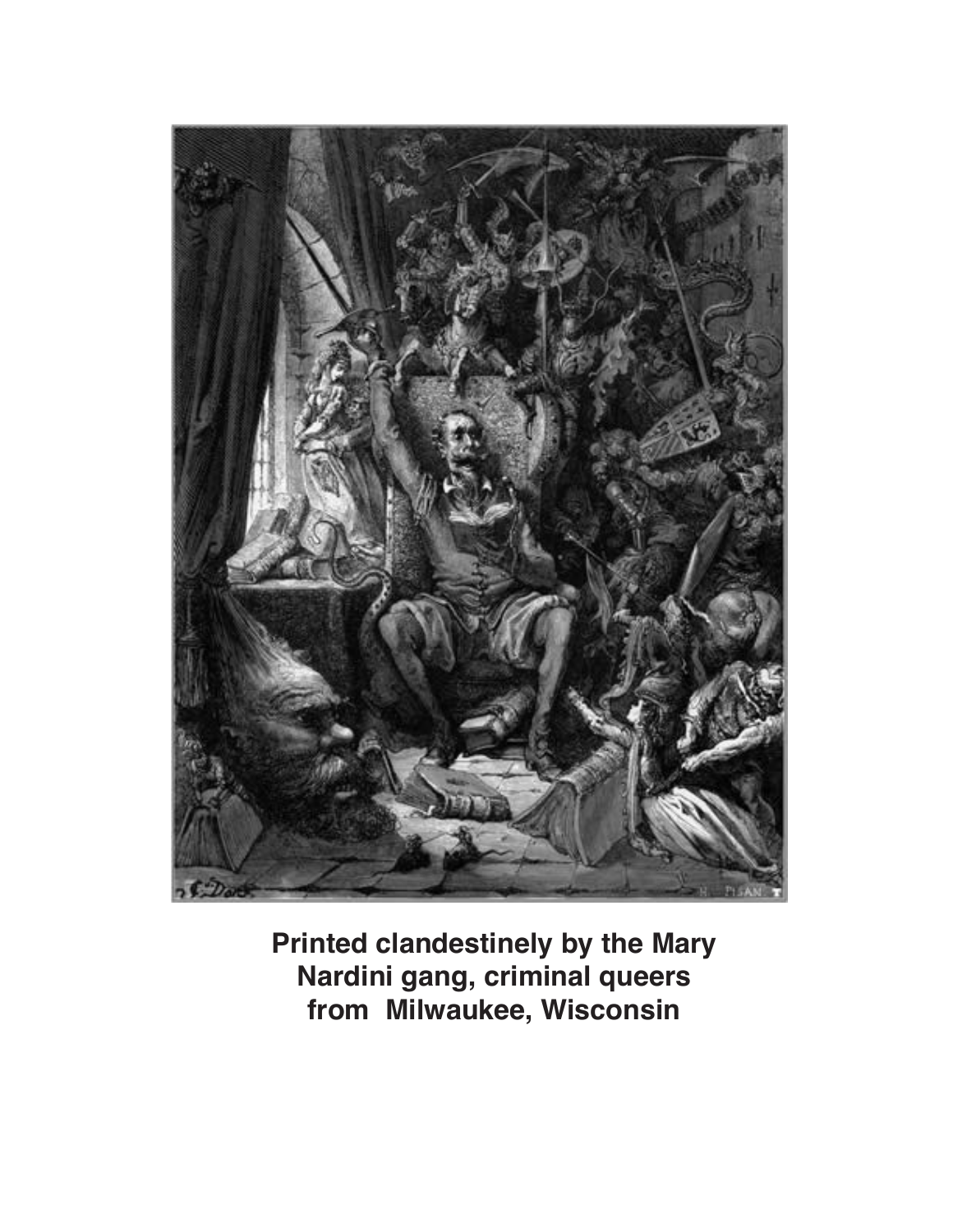**Printed clandestinely by the Mary Nardini gang, criminal queers from Milwaukee, Wisconsin**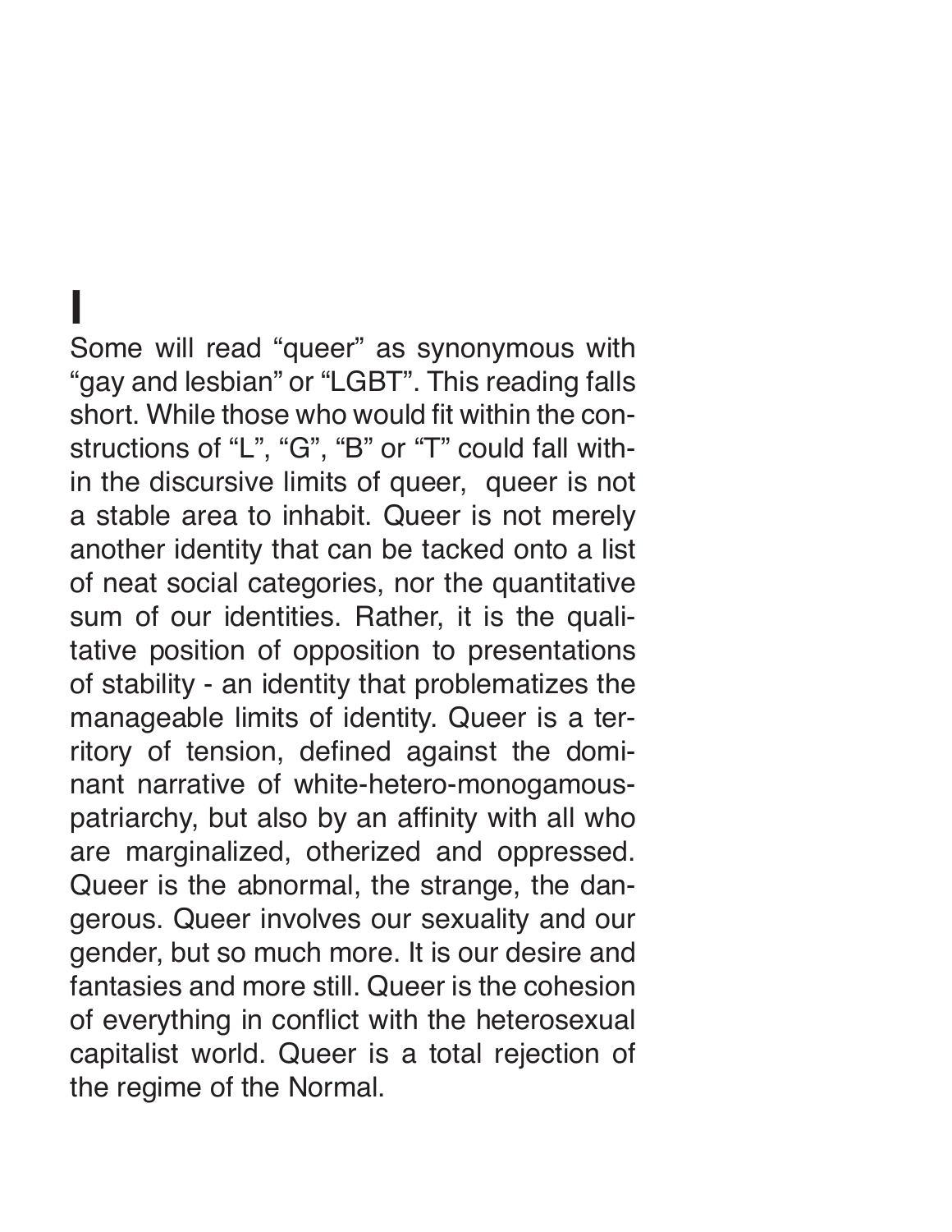# I

Some will read “queer” as synonymous with “gay and lesbian” or “LGBT”. This reading falls short. While those who would fit within the constructions of “L”, “G”, “B” or “T” could fall within the discursive limits of queer, queer is not a stable area to inhabit. Queer is not merely another identity that can be tacked onto a list of neat social categories, nor the quantitative sum of our identities. Rather, it is the qualitative position of opposition to presentations of stability - an identity that problematizes the manageable limits of identity. Queer is a territory of tension, defined against the dominant narrative of white-hetero-monogamous-patriarchy, but also by an affinity with all who are marginalized, otherized and oppressed. Queer is the abnormal, the strange, the dangerous. Queer involves our sexuality and our gender, but so much more. It is our desire and fantasies and more still. Queer is the cohesion of everything in conflict with the heterosexual capitalist world. Queer is a total rejection of the regime of the Normal.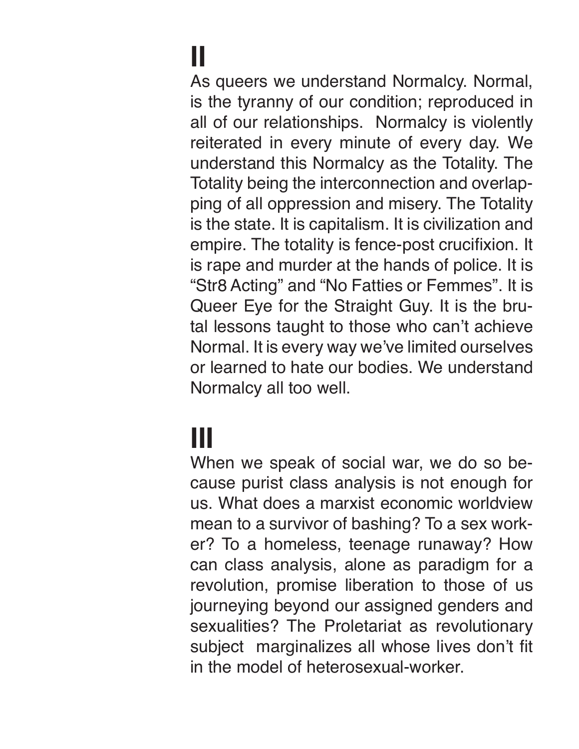# II

As queers we understand Normalcy. Normal, is the tyranny of our condition; reproduced in all of our relationships. Normalcy is violently reiterated in every minute of every day. We understand this Normalcy as the Totality. The Totality being the interconnection and overlapping of all oppression and misery. The Totality is the state. It is capitalism. It is civilization and empire. The totality is fence-post crucifixion. It is rape and murder at the hands of police. It is "Str8 Acting" and "No Fatties or Femmes". It is Queer Eye for the Straight Guy. It is the brutal lessons taught to those who can't achieve Normal. It is every way we've limited ourselves or learned to hate our bodies. We understand Normalcy all too well.

# III

When we speak of social war, we do so because purist class analysis is not enough for us. What does a marxist economic worldview mean to a survivor of bashing? To a sex worker? To a homeless, teenage runaway? How can class analysis, alone as paradigm for a revolution, promise liberation to those of us journeying beyond our assigned genders and sexualities? The Proletariat as revolutionary subject marginalizes all whose lives don't fit in the model of heterosexual-worker.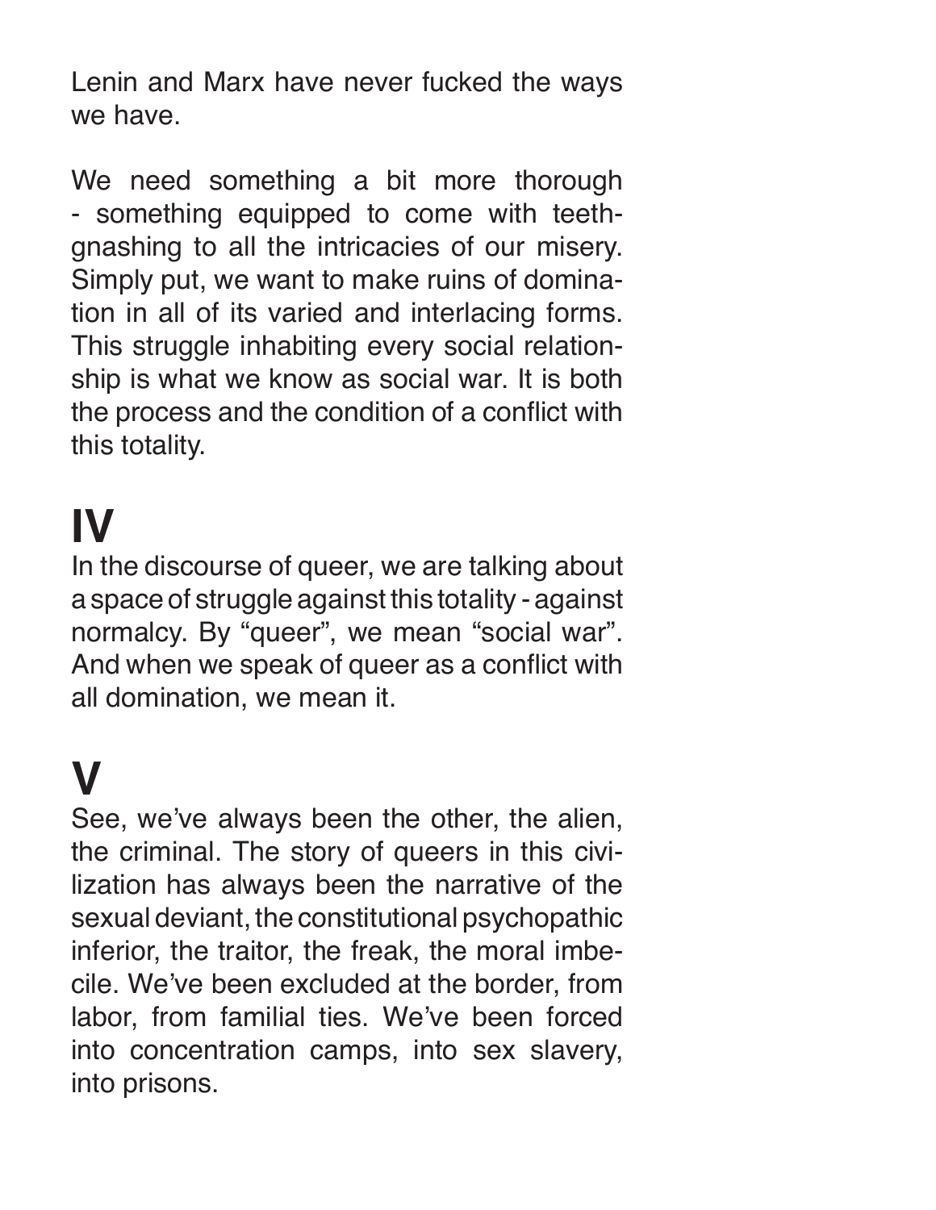Lenin and Marx have never fucked the ways we have.

We need something a bit more thorough - something equipped to come with teeth-gnashing to all the intricacies of our misery. Simply put, we want to make ruins of domination in all of its varied and interlacing forms. This struggle inhabiting every social relationship is what we know as social war. It is both the process and the condition of a conflict with this totality.

# IV

In the discourse of queer, we are talking about a space of struggle against this totality - against normalcy. By “queer”, we mean “social war”. And when we speak of queer as a conflict with all domination, we mean it.

# V

See, we’ve always been the other, the alien, the criminal. The story of queers in this civilization has always been the narrative of the sexual deviant, the constitutional psychopathic inferior, the traitor, the freak, the moral imbecile. We’ve been excluded at the border, from labor, from familial ties. We’ve been forced into concentration camps, into sex slavery, into prisons.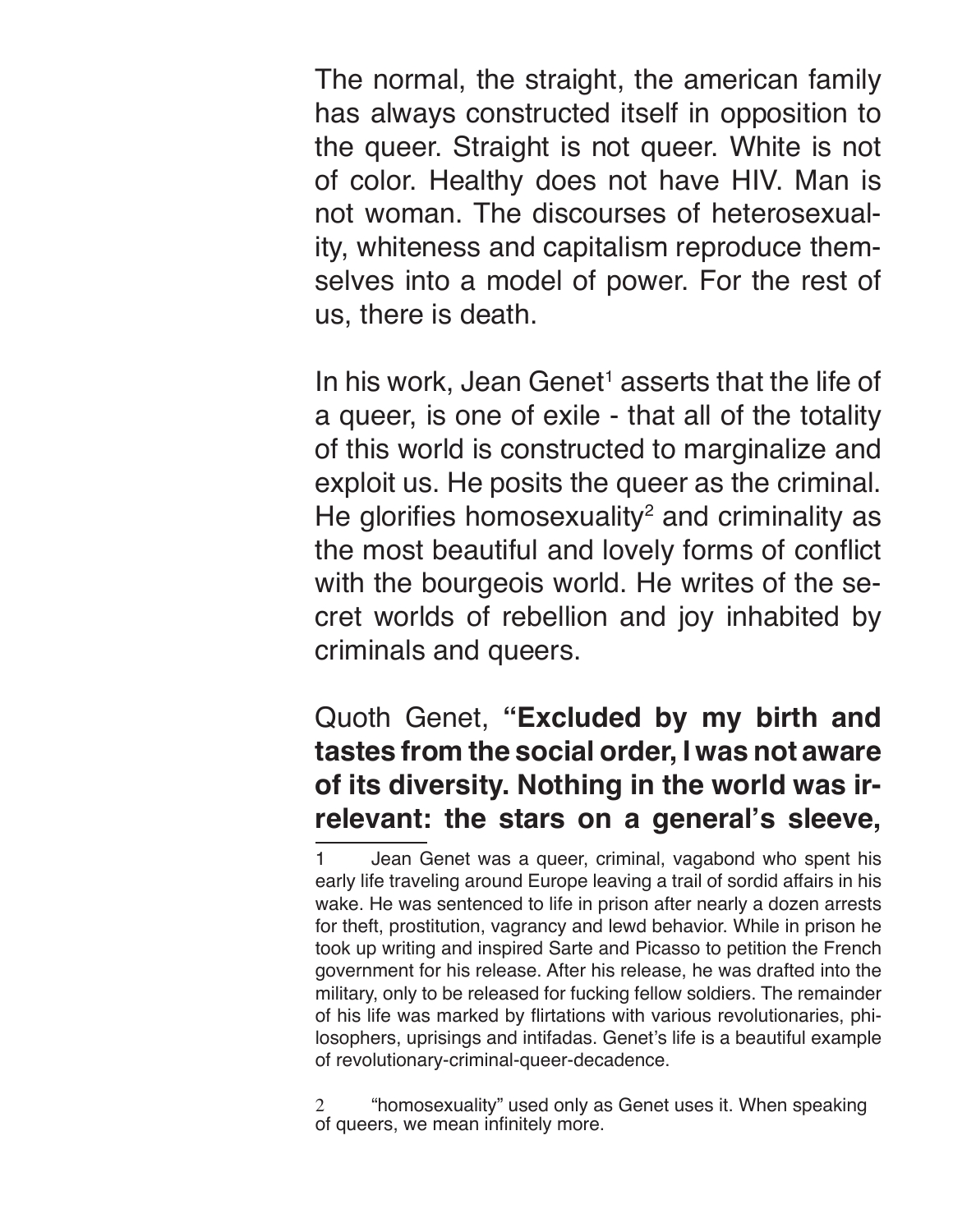The normal, the straight, the american family has always constructed itself in opposition to the queer. Straight is not queer. White is not of color. Healthy does not have HIV. Man is not woman. The discourses of heterosexuality, whiteness and capitalism reproduce themselves into a model of power. For the rest of us, there is death.

In his work, Jean Genet[1] asserts that the life of a queer, is one of exile - that all of the totality of this world is constructed to marginalize and exploit us. He posits the queer as the criminal. He glorifies homosexuality[2] and criminality as the most beautiful and lovely forms of conflict with the bourgeois world. He writes of the secret worlds of rebellion and joy inhabited by criminals and queers.

Quoth Genet, **"Excluded by my birth and tastes from the social order, I was not aware of its diversity. Nothing in the world was irrelevant: the stars on a general's sleeve,**

---

1 Jean Genet was a queer, criminal, vagabond who spent his early life traveling around Europe leaving a trail of sordid affairs in his wake. He was sentenced to life in prison after nearly a dozen arrests for theft, prostitution, vagrancy and lewd behavior. While in prison he took up writing and inspired Sarte and Picasso to petition the French government for his release. After his release, he was drafted into the military, only to be released for fucking fellow soldiers. The remainder of his life was marked by flirtations with various revolutionaries, philosophers, uprisings and intifadas. Genet's life is a beautiful example of revolutionary-criminal-queer-decadence.

2 "homosexuality" used only as Genet uses it. When speaking of queers, we mean infinitely more.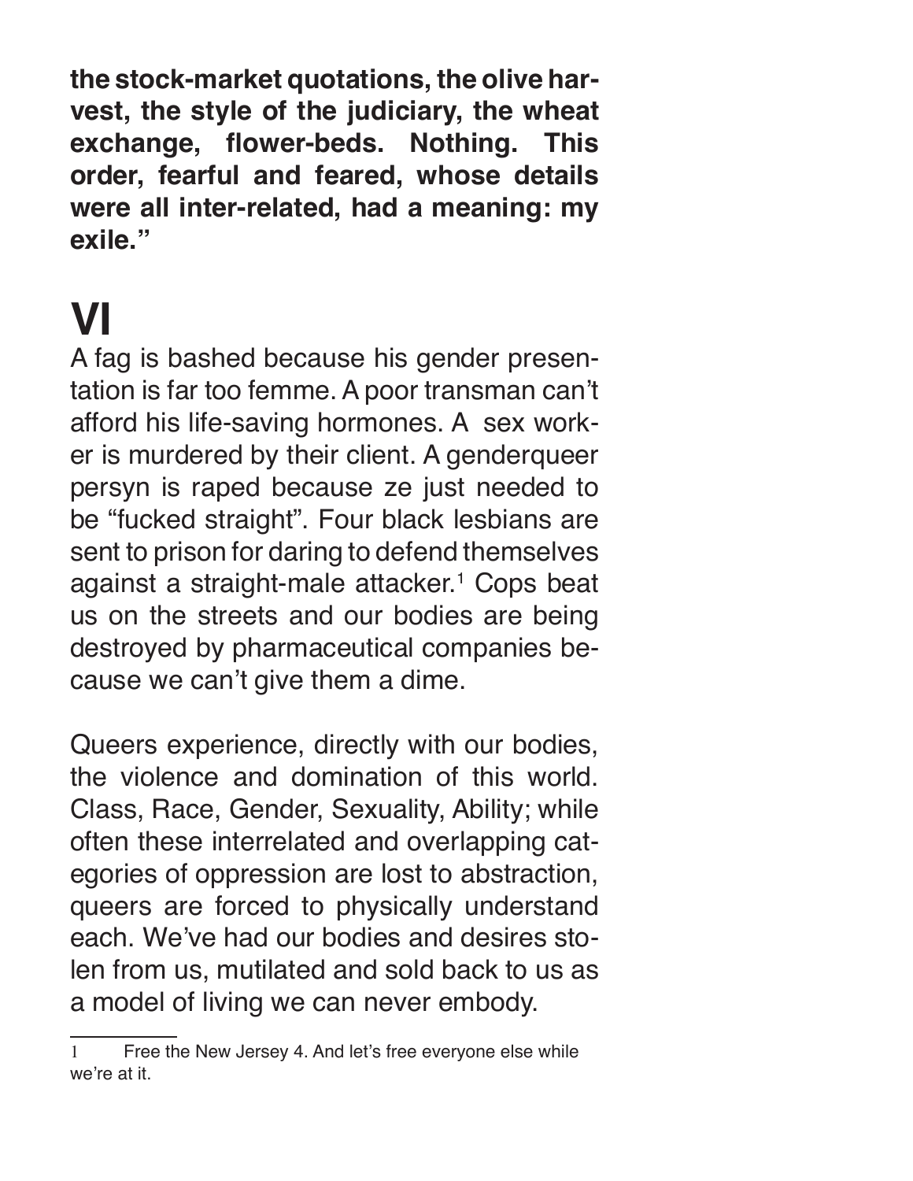**the stock-market quotations, the olive harvest, the style of the judiciary, the wheat exchange, flower-beds. Nothing. This order, fearful and feared, whose details were all inter-related, had a meaning: my exile."**

# VI

A fag is bashed because his gender presentation is far too femme. A poor transman can't afford his life-saving hormones. A sex worker is murdered by their client. A genderqueer persyn is raped because ze just needed to be "fucked straight". Four black lesbians are sent to prison for daring to defend themselves against a straight-male attacker.[1] Cops beat us on the streets and our bodies are being destroyed by pharmaceutical companies because we can't give them a dime.

Queers experience, directly with our bodies, the violence and domination of this world. Class, Race, Gender, Sexuality, Ability; while often these interrelated and overlapping categories of oppression are lost to abstraction, queers are forced to physically understand each. We've had our bodies and desires stolen from us, mutilated and sold back to us as a model of living we can never embody.

---

[1] Free the New Jersey 4. And let's free everyone else while we're at it.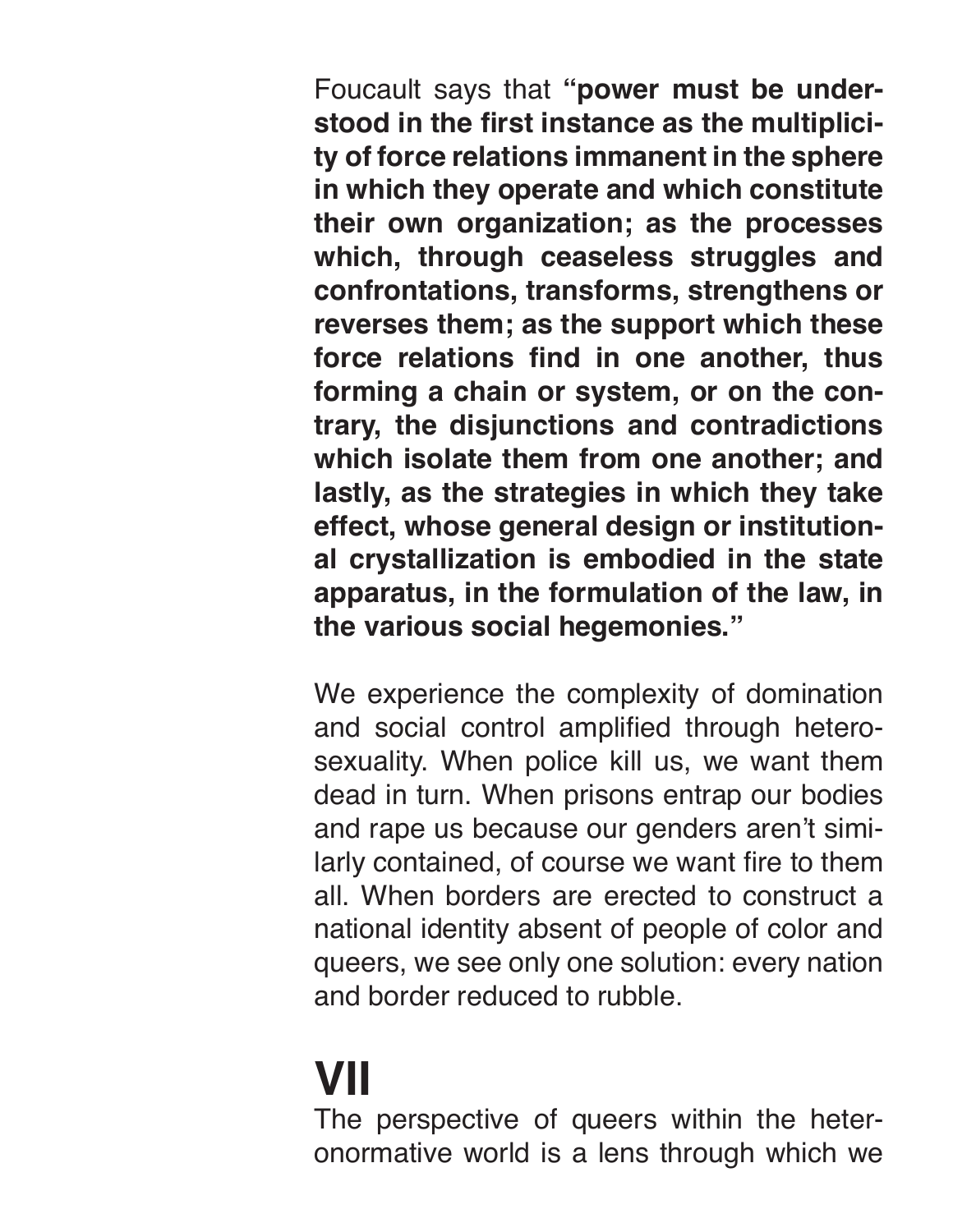Foucault says that **"power must be understood in the first instance as the multiplicity of force relations immanent in the sphere in which they operate and which constitute their own organization; as the processes which, through ceaseless struggles and confrontations, transforms, strengthens or reverses them; as the support which these force relations find in one another, thus forming a chain or system, or on the contrary, the disjunctions and contradictions which isolate them from one another; and lastly, as the strategies in which they take effect, whose general design or institutional crystallization is embodied in the state apparatus, in the formulation of the law, in the various social hegemonies."**

We experience the complexity of domination and social control amplified through heterosexuality. When police kill us, we want them dead in turn. When prisons entrap our bodies and rape us because our genders aren't similarly contained, of course we want fire to them all. When borders are erected to construct a national identity absent of people of color and queers, we see only one solution: every nation and border reduced to rubble.

# VII

The perspective of queers within the heteronormative world is a lens through which we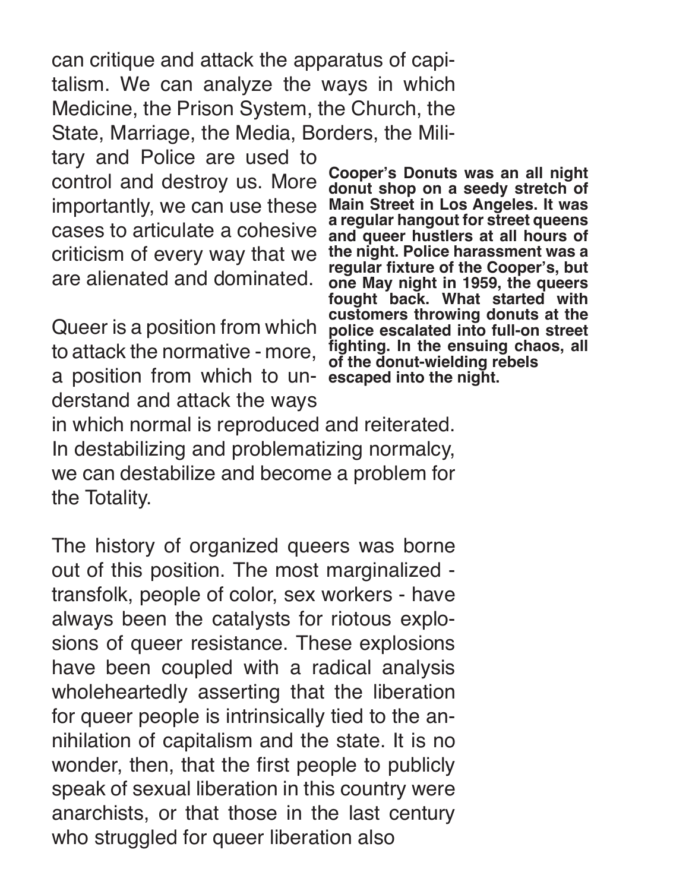can critique and attack the apparatus of capitalism. We can analyze the ways in which Medicine, the Prison System, the Church, the State, Marriage, the Media, Borders, the Military and Police are used to control and destroy us. More importantly, we can use these cases to articulate a cohesive criticism of every way that we are alienated and dominated.

Queer is a position from which to attack the normative - more, a position from which to understand and attack the ways in which normal is reproduced and reiterated. In destabilizing and problematizing normalcy, we can destabilize and become a problem for the Totality.

**Cooper's Donuts was an all night donut shop on a seedy stretch of Main Street in Los Angeles. It was a regular hangout for street queens and queer hustlers at all hours of the night. Police harassment was a regular fixture of the Cooper's, but one May night in 1959, the queers fought back. What started with customers throwing donuts at the police escalated into full-on street fighting. In the ensuing chaos, all of the donut-wielding rebels escaped into the night.**

The history of organized queers was borne out of this position. The most marginalized - transfolk, people of color, sex workers - have always been the catalysts for riotous explosions of queer resistance. These explosions have been coupled with a radical analysis wholeheartedly asserting that the liberation for queer people is intrinsically tied to the annihilation of capitalism and the state. It is no wonder, then, that the first people to publicly speak of sexual liberation in this country were anarchists, or that those in the last century who struggled for queer liberation also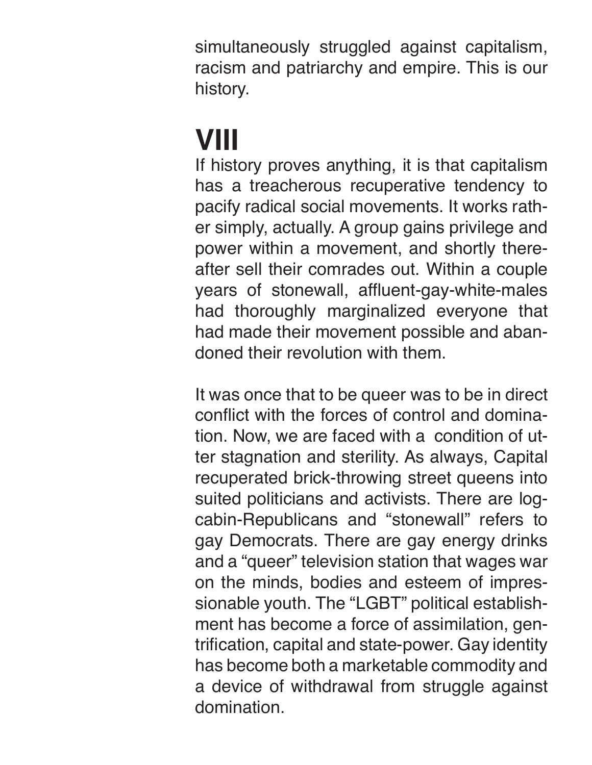simultaneously struggled against capitalism, racism and patriarchy and empire. This is our history.

# VIII

If history proves anything, it is that capitalism has a treacherous recuperative tendency to pacify radical social movements. It works rather simply, actually. A group gains privilege and power within a movement, and shortly thereafter sell their comrades out. Within a couple years of stonewall, affluent-gay-white-males had thoroughly marginalized everyone that had made their movement possible and abandoned their revolution with them.

It was once that to be queer was to be in direct conflict with the forces of control and domination. Now, we are faced with a condition of utter stagnation and sterility. As always, Capital recuperated brick-throwing street queens into suited politicians and activists. There are log-cabin-Republicans and "stonewall" refers to gay Democrats. There are gay energy drinks and a "queer" television station that wages war on the minds, bodies and esteem of impressionable youth. The "LGBT" political establishment has become a force of assimilation, gentrification, capital and state-power. Gay identity has become both a marketable commodity and a device of withdrawal from struggle against domination.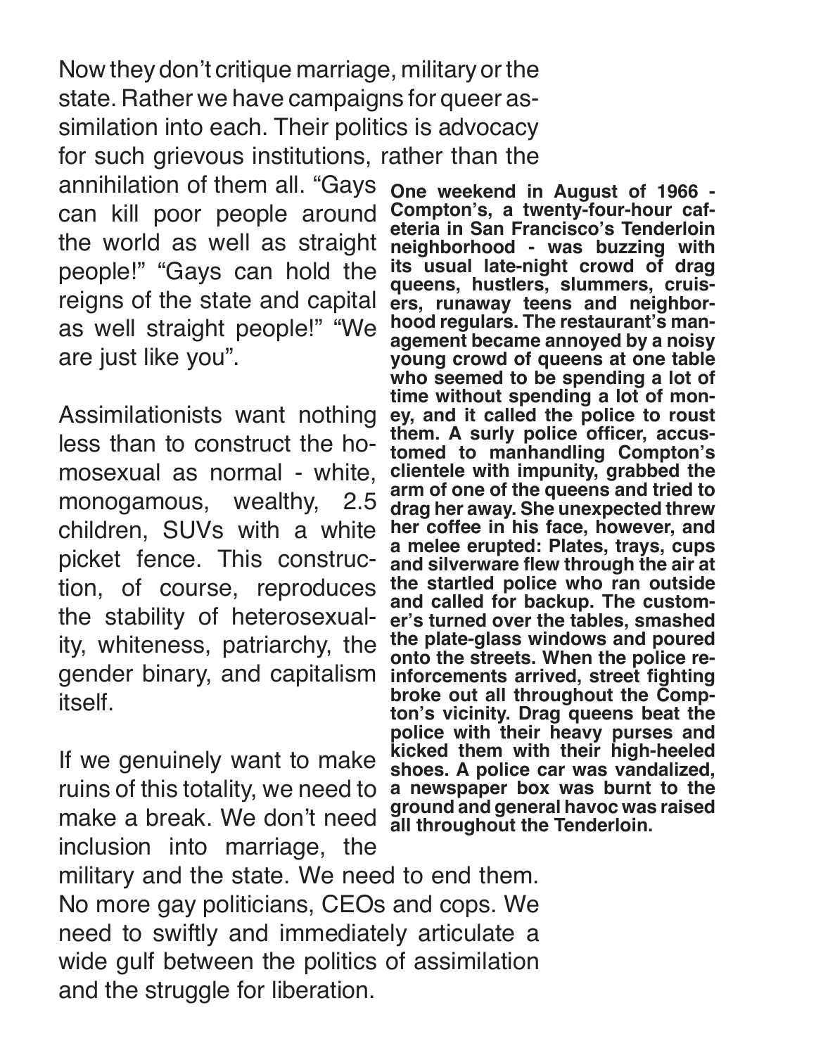Now they don't critique marriage, military or the state. Rather we have campaigns for queer assimilation into each. Their politics is advocacy for such grievous institutions, rather than the annihilation of them all. "Gays can kill poor people around the world as well as straight people!" "Gays can hold the reigns of the state and capital as well straight people!" "We are just like you".

Assimilationists want nothing less than to construct the homosexual as normal - white, monogamous, wealthy, 2.5 children, SUVs with a white picket fence. This construction, of course, reproduces the stability of heterosexuality, whiteness, patriarchy, the gender binary, and capitalism itself.

If we genuinely want to make ruins of this totality, we need to make a break. We don't need inclusion into marriage, the military and the state. We need to end them. No more gay politicians, CEOs and cops. We need to swiftly and immediately articulate a wide gulf between the politics of assimilation and the struggle for liberation.

**One weekend in August of 1966 - Compton's, a twenty-four-hour cafeteria in San Francisco's Tenderloin neighborhood - was buzzing with its usual late-night crowd of drag queens, hustlers, slummers, cruisers, runaway teens and neighborhood regulars. The restaurant's management became annoyed by a noisy young crowd of queens at one table who seemed to be spending a lot of time without spending a lot of money, and it called the police to roust them. A surly police officer, accustomed to manhandling Compton's clientele with impunity, grabbed the arm of one of the queens and tried to drag her away. She unexpected threw her coffee in his face, however, and a melee erupted: Plates, trays, cups and silverware flew through the air at the startled police who ran outside and called for backup. The customer's turned over the tables, smashed the plate-glass windows and poured onto the streets. When the police reinforcements arrived, street fighting broke out all throughout the Compton's vicinity. Drag queens beat the police with their heavy purses and kicked them with their high-heeled shoes. A police car was vandalized, a newspaper box was burnt to the ground and general havoc was raised all throughout the Tenderloin.**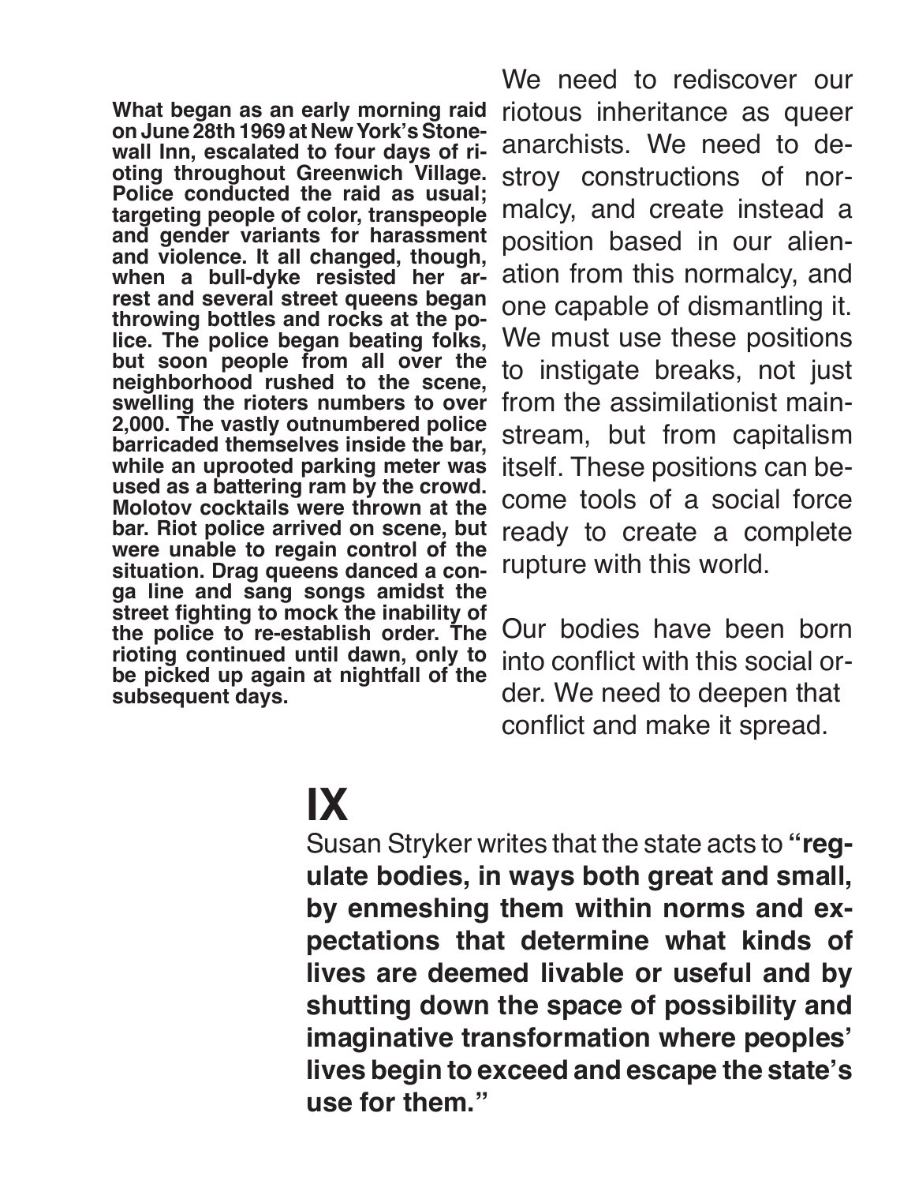**What began as an early morning raid on June 28th 1969 at New York's Stonewall Inn, escalated to four days of rioting throughout Greenwich Village. Police conducted the raid as usual; targeting people of color, transpeople and gender variants for harassment and violence. It all changed, though, when a bull-dyke resisted her arrest and several street queens began throwing bottles and rocks at the police. The police began beating folks, but soon people from all over the neighborhood rushed to the scene, swelling the rioters numbers to over 2,000. The vastly outnumbered police barricaded themselves inside the bar, while an uprooted parking meter was used as a battering ram by the crowd. Molotov cocktails were thrown at the bar. Riot police arrived on scene, but were unable to regain control of the situation. Drag queens danced a conga line and sang songs amidst the street fighting to mock the inability of the police to re-establish order. The rioting continued until dawn, only to be picked up again at nightfall of the subsequent days.**

We need to rediscover our riotous inheritance as queer anarchists. We need to destroy constructions of normalcy, and create instead a position based in our alienation from this normalcy, and one capable of dismantling it. We must use these positions to instigate breaks, not just from the assimilationist mainstream, but from capitalism itself. These positions can become tools of a social force ready to create a complete rupture with this world.

Our bodies have been born into conflict with this social order. We need to deepen that conflict and make it spread.

# IX

Susan Stryker writes that the state acts to **"regulate bodies, in ways both great and small, by enmeshing them within norms and expectations that determine what kinds of lives are deemed livable or useful and by shutting down the space of possibility and imaginative transformation where peoples' lives begin to exceed and escape the state's use for them."**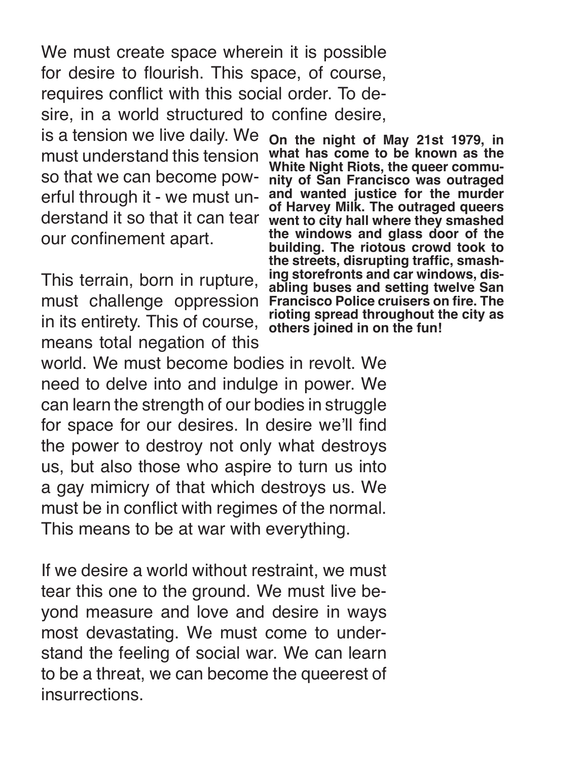We must create space wherein it is possible for desire to flourish. This space, of course, requires conflict with this social order. To desire, in a world structured to confine desire, is a tension we live daily. We must understand this tension so that we can become powerful through it - we must understand it so that it can tear our confinement apart.

**On the night of May 21st 1979, in what has come to be known as the White Night Riots, the queer community of San Francisco was outraged and wanted justice for the murder of Harvey Milk. The outraged queers went to city hall where they smashed the windows and glass door of the building. The riotous crowd took to the streets, disrupting traffic, smashing storefronts and car windows, disabling buses and setting twelve San Francisco Police cruisers on fire. The rioting spread throughout the city as others joined in on the fun!**

This terrain, born in rupture, must challenge oppression in its entirety. This of course, means total negation of this world. We must become bodies in revolt. We need to delve into and indulge in power. We can learn the strength of our bodies in struggle for space for our desires. In desire we'll find the power to destroy not only what destroys us, but also those who aspire to turn us into a gay mimicry of that which destroys us. We must be in conflict with regimes of the normal. This means to be at war with everything.

If we desire a world without restraint, we must tear this one to the ground. We must live beyond measure and love and desire in ways most devastating. We must come to understand the feeling of social war. We can learn to be a threat, we can become the queerest of insurrections.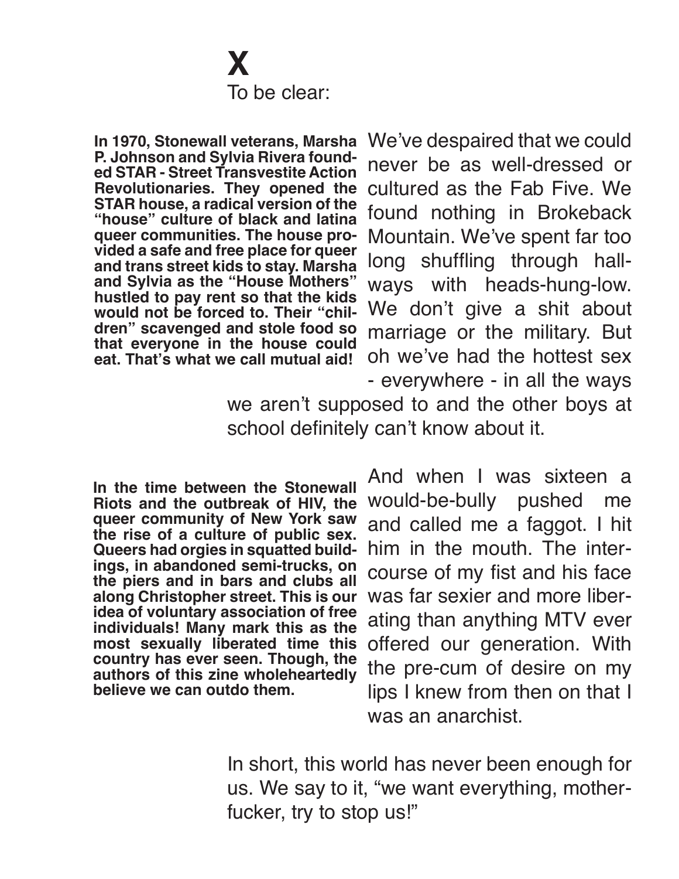# X

To be clear:

**In 1970, Stonewall veterans, Marsha P. Johnson and Sylvia Rivera founded STAR - Street Transvestite Action Revolutionaries. They opened the STAR house, a radical version of the "house" culture of black and latina queer communities. The house provided a safe and free place for queer and trans street kids to stay. Marsha and Sylvia as the "House Mothers" hustled to pay rent so that the kids would not be forced to. Their "children" scavenged and stole food so that everyone in the house could eat. That's what we call mutual aid!**

We've despaired that we could never be as well-dressed or cultured as the Fab Five. We found nothing in Brokeback Mountain. We've spent far too long shuffling through hallways with heads-hung-low. We don't give a shit about marriage or the military. But oh we've had the hottest sex - everywhere - in all the ways we aren't supposed to and the other boys at school definitely can't know about it.

**In the time between the Stonewall Riots and the outbreak of HIV, the queer community of New York saw the rise of a culture of public sex. Queers had orgies in squatted buildings, in abandoned semi-trucks, on the piers and in bars and clubs all along Christopher street. This is our idea of voluntary association of free individuals! Many mark this as the most sexually liberated time this country has ever seen. Though, the authors of this zine wholeheartedly believe we can outdo them.**

And when I was sixteen a would-be-bully pushed me and called me a faggot. I hit him in the mouth. The intercourse of my fist and his face was far sexier and more liberating than anything MTV ever offered our generation. With the pre-cum of desire on my lips I knew from then on that I was an anarchist.

In short, this world has never been enough for us. We say to it, "we want everything, motherfucker, try to stop us!"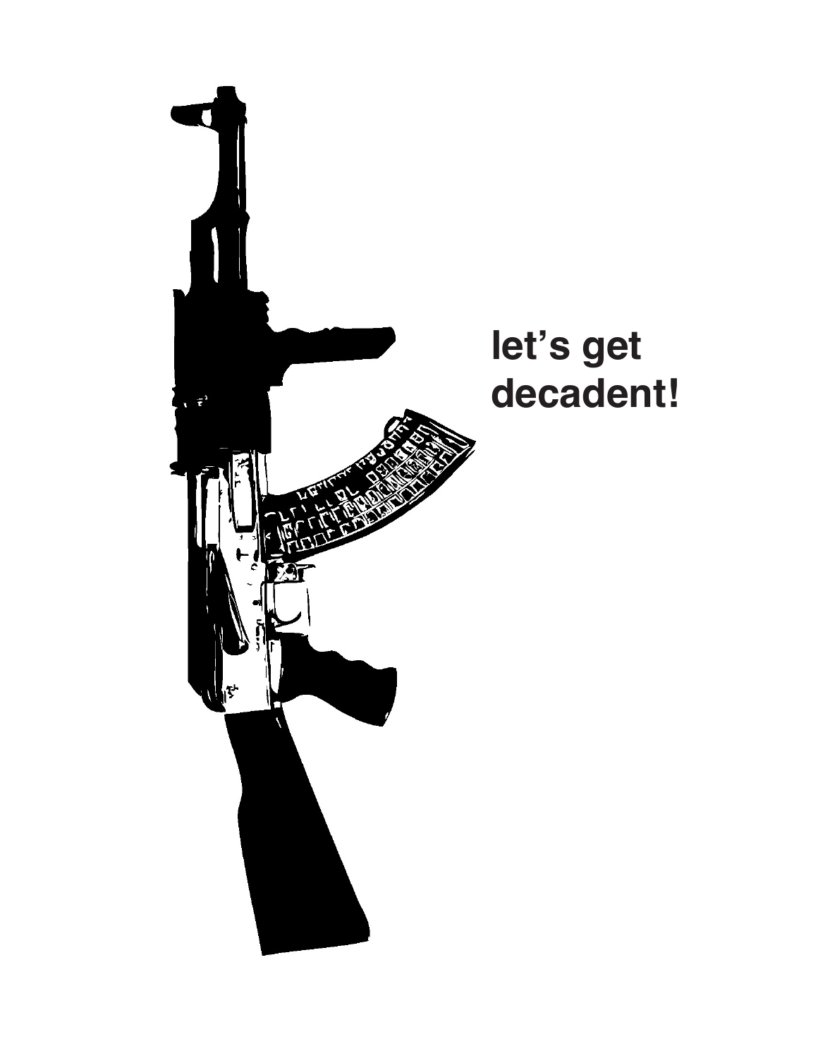let's get decadent!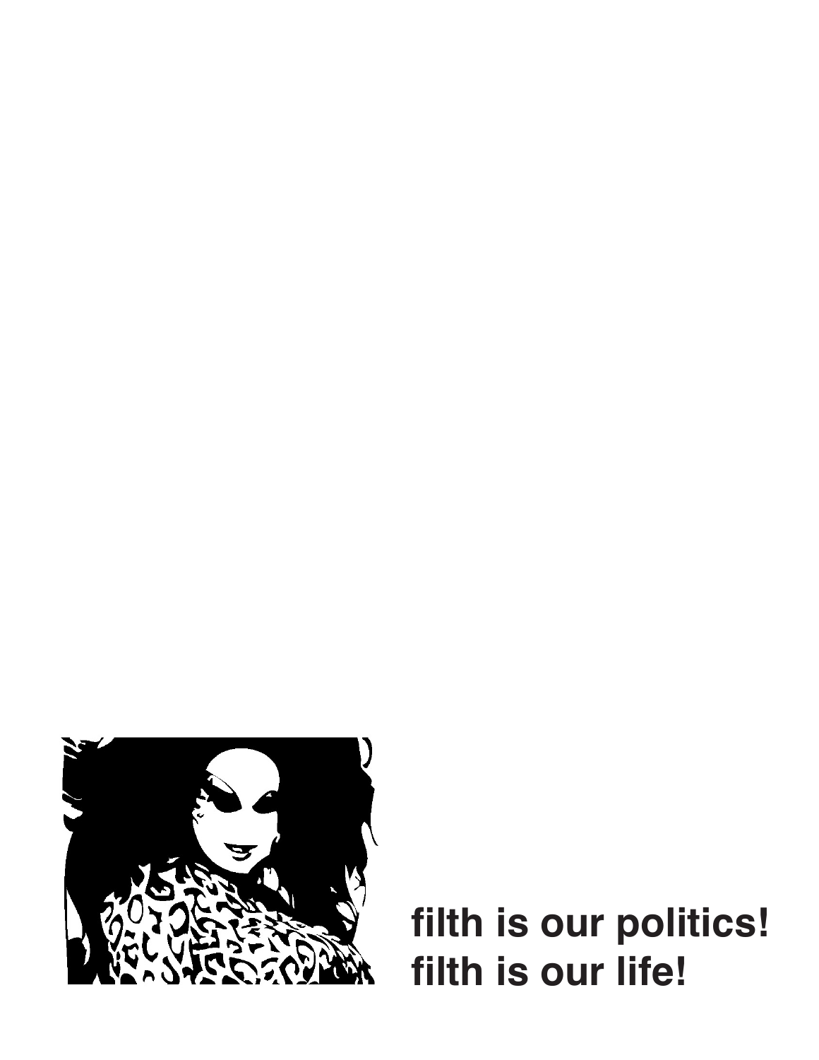**filth is our politics!**
**filth is our life!**